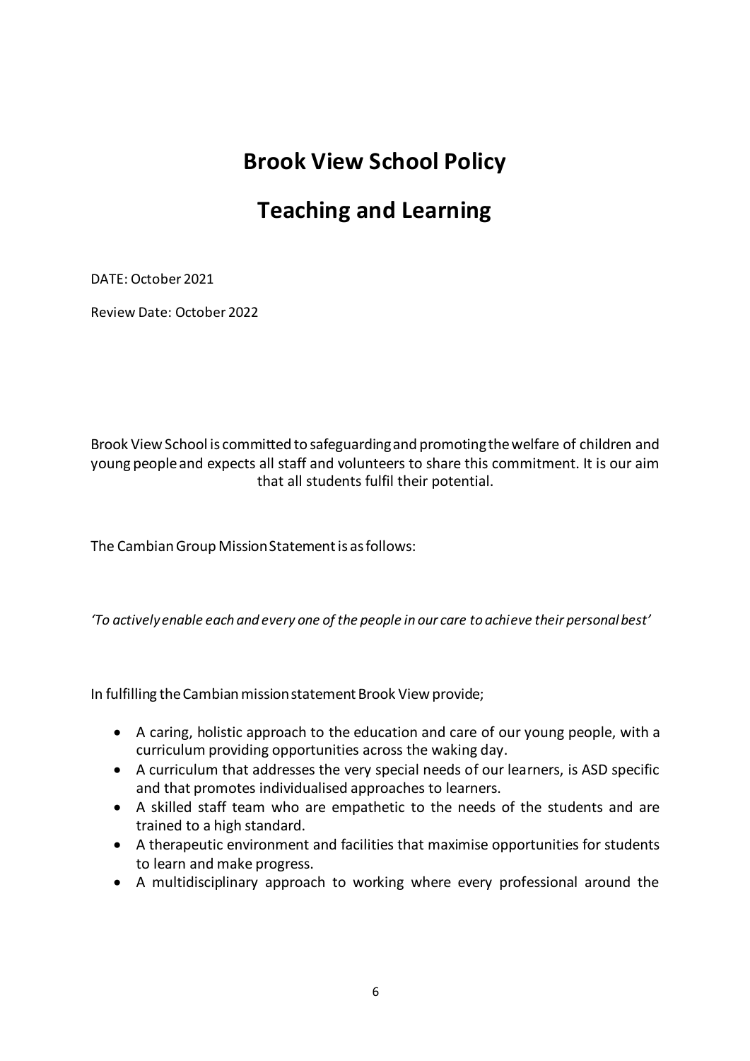# Brook View School Policy

# Teaching and Learning

DATE: October 2021

Review Date: October 2022

Brook View School is committed to safeguarding and promoting the welfare of children and young people and expects all staff and volunteers to share this commitment. It is our aim that all students fulfil their potential.

The Cambian Group Mission Statement is as follows:

*'To actively enable each and every one of the people in our care to achieve their personal best'*

In fulfilling the Cambian mission statement Brook View provide;

- A caring, holistic approach to the education and care of our young people, with a curriculum providing opportunities across the waking day.
- A curriculum that addresses the very special needs of our learners, is ASD specific and that promotes individualised approaches to learners.
- A skilled staff team who are empathetic to the needs of the students and are trained to a high standard.
- A therapeutic environment and facilities that maximise opportunities for students to learn and make progress.
- A multidisciplinary approach to working where every professional around the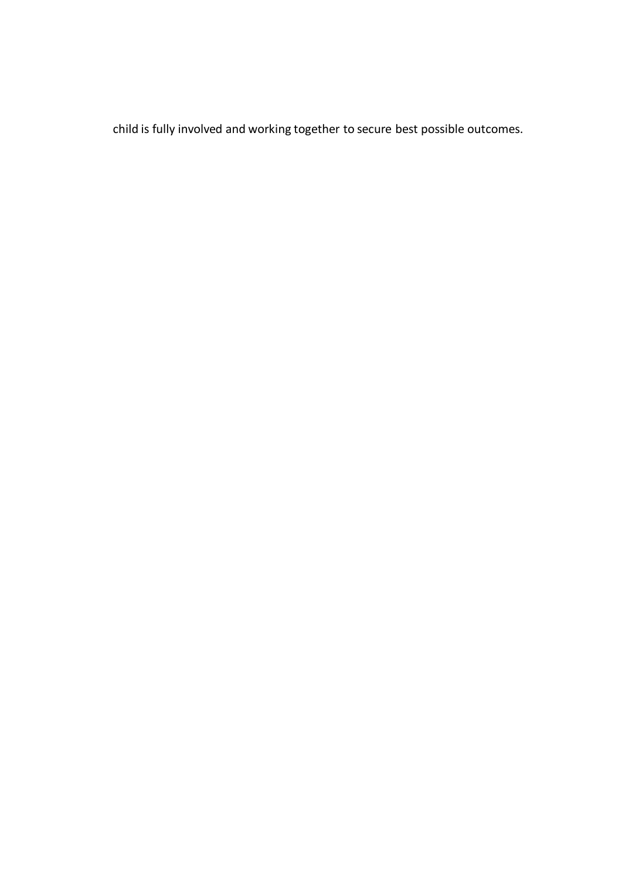child is fully involved and working together to secure best possible outcomes.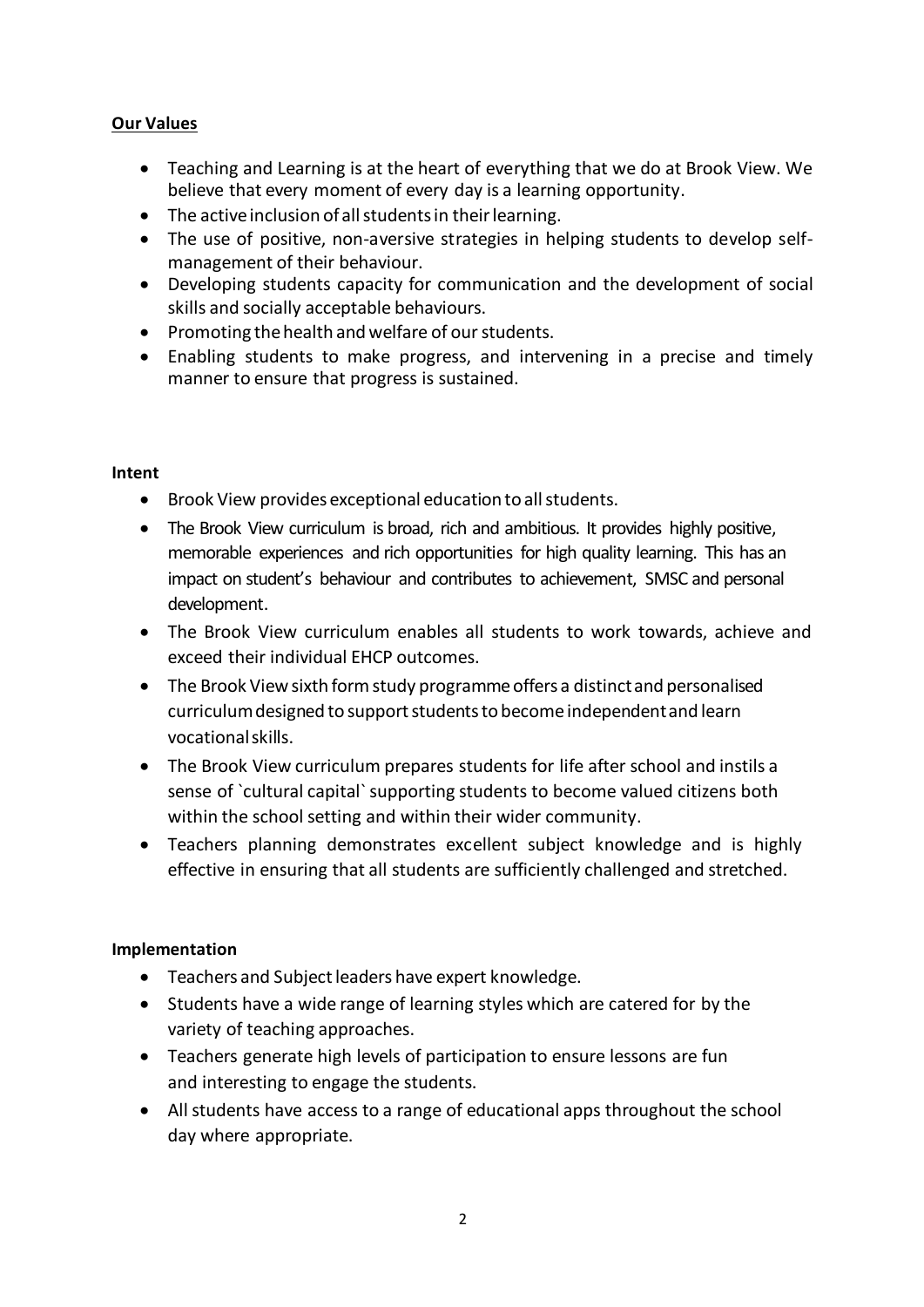**Our Values**

- Teaching and Learning is at the heart of everything that we do at Brook View. We believe that every moment of every day is a learning opportunity.
- The active inclusion of all students in their learning.
- The use of positive, non-aversive strategies in helping students to develop self-management of their behaviour.
- Developing students capacity for communication and the development of social skills and socially acceptable behaviours.
- Promoting the health and welfare of our students.
- Enabling students to make progress, and intervening in a precise and timely manner to ensure that progress is sustained.

**Intent**

- Brook View provides exceptional education to all students.
- The Brook View curriculum is broad, rich and ambitious. It provides highly positive, memorable experiences and rich opportunities for high quality learning. This has an impact on student's behaviour and contributes to achievement, SMSC and personal development.
- The Brook View curriculum enables all students to work towards, achieve and exceed their individual EHCP outcomes.
- The Brook View sixth form study programme offers a distinct and personalised curriculum designed to support students to become independent and learn vocational skills.
- The Brook View curriculum prepares students for life after school and instils a sense of `cultural capital` supporting students to become valued citizens both within the school setting and within their wider community.
- Teachers planning demonstrates excellent subject knowledge and is highly effective in ensuring that all students are sufficiently challenged and stretched.

**Implementation**

- Teachers and Subject leaders have expert knowledge.
- Students have a wide range of learning styles which are catered for by the variety of teaching approaches.
- Teachers generate high levels of participation to ensure lessons are fun and interesting to engage the students.
- All students have access to a range of educational apps throughout the school day where appropriate.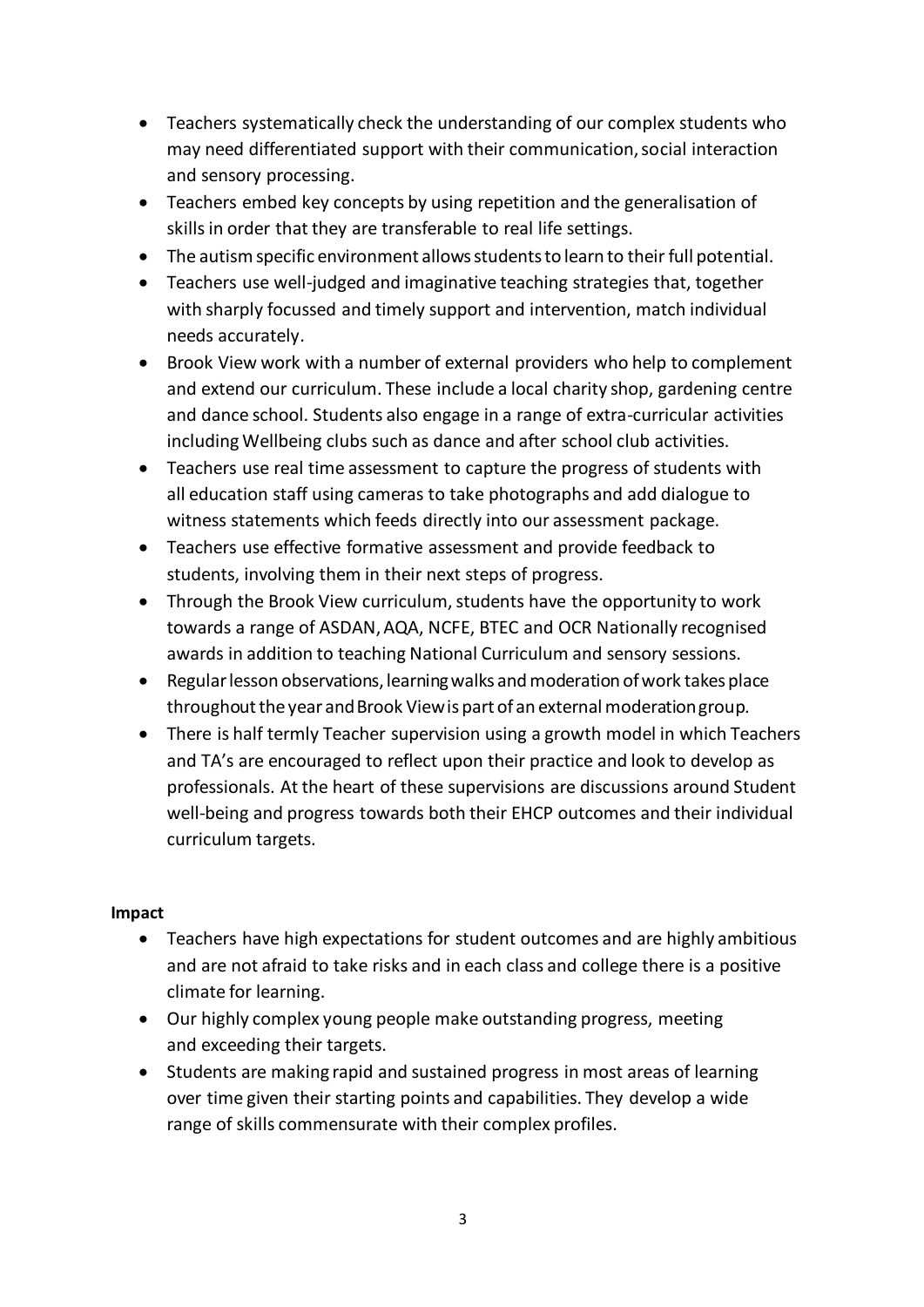- Teachers systematically check the understanding of our complex students who may need differentiated support with their communication, social interaction and sensory processing.
- Teachers embed key concepts by using repetition and the generalisation of skills in order that they are transferable to real life settings.
- The autism specific environment allows students to learn to their full potential.
- Teachers use well-judged and imaginative teaching strategies that, together with sharply focussed and timely support and intervention, match individual needs accurately.
- Brook View work with a number of external providers who help to complement and extend our curriculum. These include a local charity shop, gardening centre and dance school. Students also engage in a range of extra-curricular activities including Wellbeing clubs such as dance and after school club activities.
- Teachers use real time assessment to capture the progress of students with all education staff using cameras to take photographs and add dialogue to witness statements which feeds directly into our assessment package.
- Teachers use effective formative assessment and provide feedback to students, involving them in their next steps of progress.
- Through the Brook View curriculum, students have the opportunity to work towards a range of ASDAN, AQA, NCFE, BTEC and OCR Nationally recognised awards in addition to teaching National Curriculum and sensory sessions.
- Regular lesson observations, learning walks and moderation of work takes place throughout the year and Brook View is part of an external moderation group.
- There is half termly Teacher supervision using a growth model in which Teachers and TA's are encouraged to reflect upon their practice and look to develop as professionals. At the heart of these supervisions are discussions around Student well-being and progress towards both their EHCP outcomes and their individual curriculum targets.

**Impact**

- Teachers have high expectations for student outcomes and are highly ambitious and are not afraid to take risks and in each class and college there is a positive climate for learning.
- Our highly complex young people make outstanding progress, meeting and exceeding their targets.
- Students are making rapid and sustained progress in most areas of learning over time given their starting points and capabilities. They develop a wide range of skills commensurate with their complex profiles.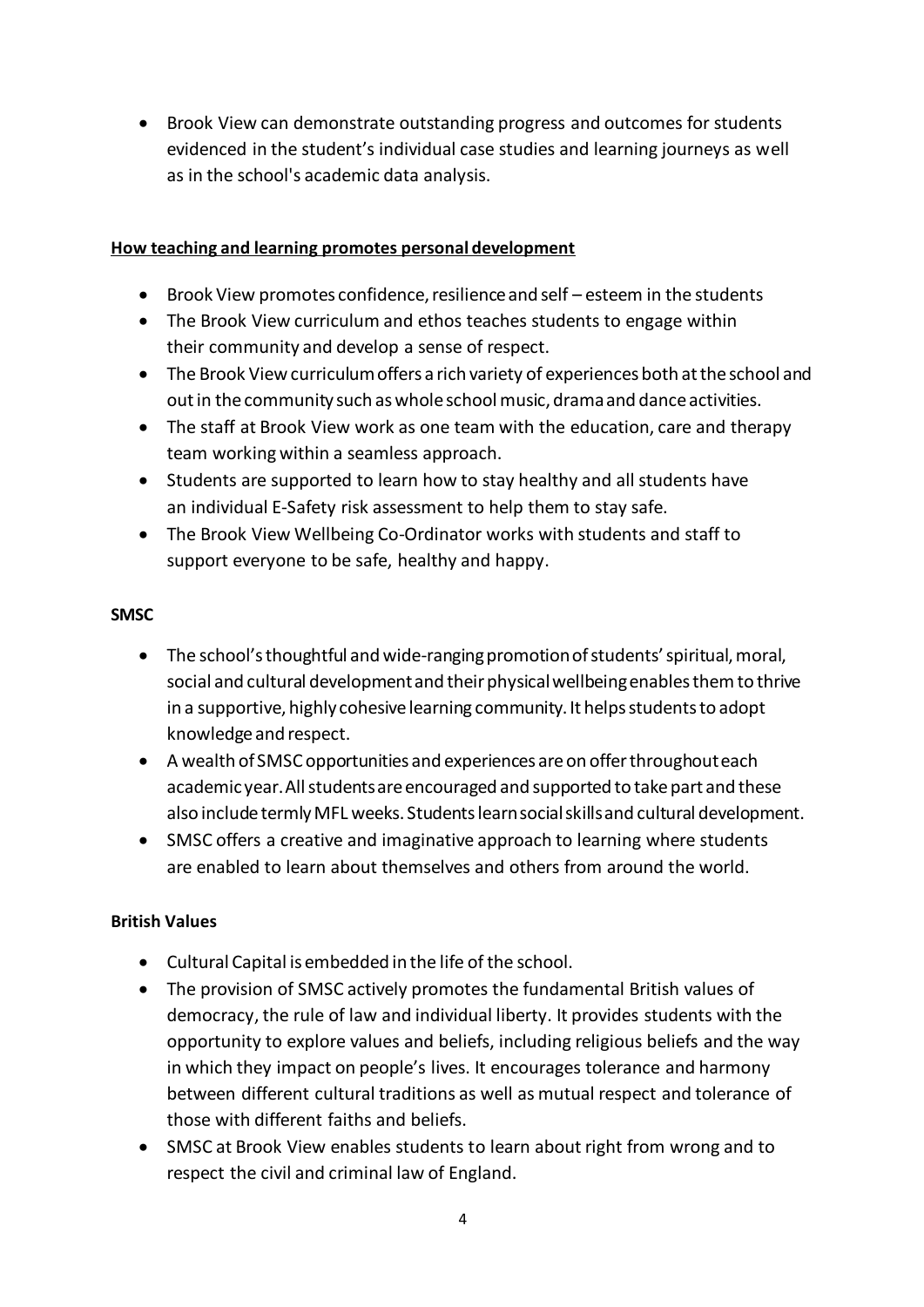- Brook View can demonstrate outstanding progress and outcomes for students evidenced in the student's individual case studies and learning journeys as well as in the school's academic data analysis.

**How teaching and learning promotes personal development**

- Brook View promotes confidence, resilience and self – esteem in the students
- The Brook View curriculum and ethos teaches students to engage within their community and develop a sense of respect.
- The Brook View curriculum offers a rich variety of experiences both at the school and out in the community such as whole school music, drama and dance activities.
- The staff at Brook View work as one team with the education, care and therapy team working within a seamless approach.
- Students are supported to learn how to stay healthy and all students have an individual E-Safety risk assessment to help them to stay safe.
- The Brook View Wellbeing Co-Ordinator works with students and staff to support everyone to be safe, healthy and happy.

**SMSC**

- The school's thoughtful and wide-ranging promotion of students' spiritual, moral, social and cultural development and their physical wellbeing enables them to thrive in a supportive, highly cohesive learning community. It helps students to adopt knowledge and respect.
- A wealth of SMSC opportunities and experiences are on offer throughout each academic year. All students are encouraged and supported to take part and these also include termly MFL weeks. Students learn social skills and cultural development.
- SMSC offers a creative and imaginative approach to learning where students are enabled to learn about themselves and others from around the world.

**British Values**

- Cultural Capital is embedded in the life of the school.
- The provision of SMSC actively promotes the fundamental British values of democracy, the rule of law and individual liberty. It provides students with the opportunity to explore values and beliefs, including religious beliefs and the way in which they impact on people's lives. It encourages tolerance and harmony between different cultural traditions as well as mutual respect and tolerance of those with different faiths and beliefs.
- SMSC at Brook View enables students to learn about right from wrong and to respect the civil and criminal law of England.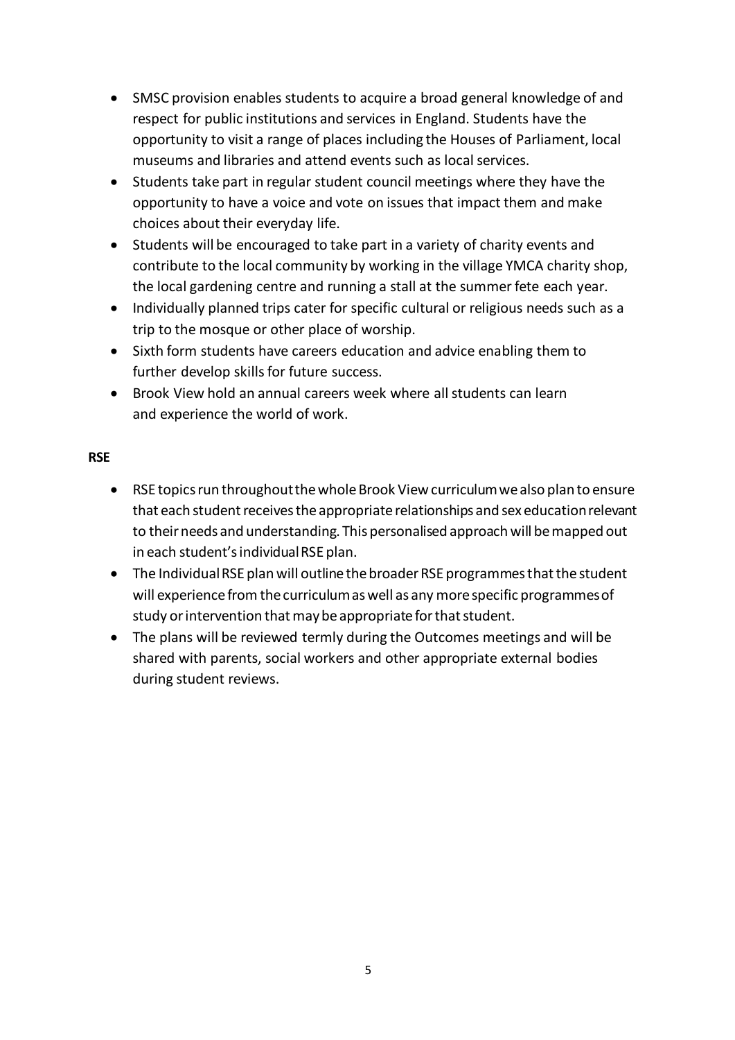- SMSC provision enables students to acquire a broad general knowledge of and respect for public institutions and services in England. Students have the opportunity to visit a range of places including the Houses of Parliament, local museums and libraries and attend events such as local services.
- Students take part in regular student council meetings where they have the opportunity to have a voice and vote on issues that impact them and make choices about their everyday life.
- Students will be encouraged to take part in a variety of charity events and contribute to the local community by working in the village YMCA charity shop, the local gardening centre and running a stall at the summer fete each year.
- Individually planned trips cater for specific cultural or religious needs such as a trip to the mosque or other place of worship.
- Sixth form students have careers education and advice enabling them to further develop skills for future success.
- Brook View hold an annual careers week where all students can learn and experience the world of work.

**RSE**

- RSE topics run throughout the whole Brook View curriculum we also plan to ensure that each student receives the appropriate relationships and sex education relevant to their needs and understanding. This personalised approach will be mapped out in each student's individual RSE plan.
- The Individual RSE plan will outline the broader RSE programmes that the student will experience from the curriculum as well as any more specific programmes of study or intervention that may be appropriate for that student.
- The plans will be reviewed termly during the Outcomes meetings and will be shared with parents, social workers and other appropriate external bodies during student reviews.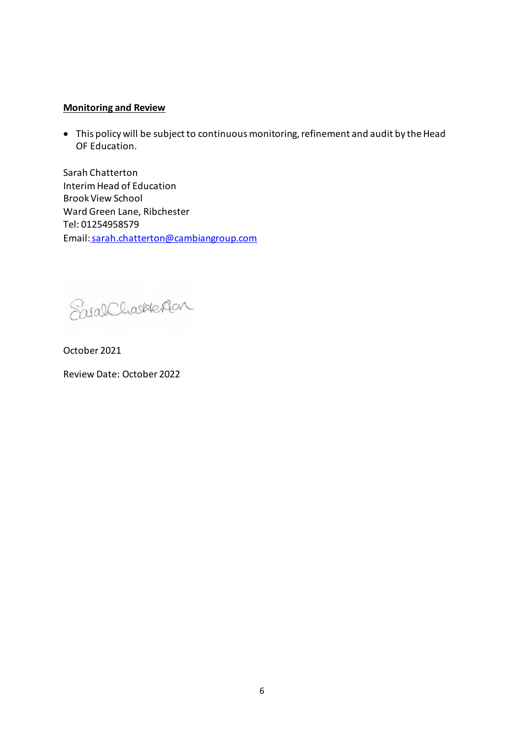**Monitoring and Review**

- This policy will be subject to continuous monitoring, refinement and audit by the Head OF Education.

Sarah Chatterton
Interim Head of Education
Brook View School
Ward Green Lane, Ribchester
Tel: 01254958579
Email: sarah.chatterton@cambiangroup.com

October 2021

Review Date: October 2022